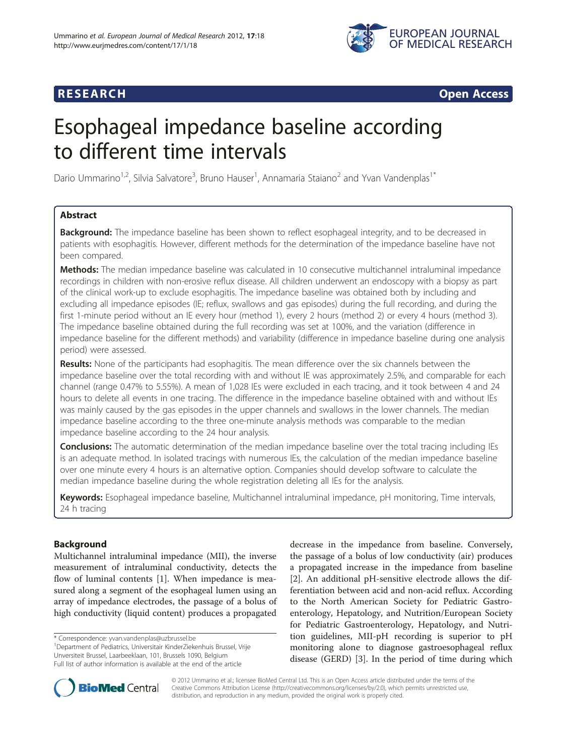**RESEARCH** **Open Access**

# Esophageal impedance baseline according to different time intervals

Dario Ummarino[1,2], Silvia Salvatore[3], Bruno Hauser[1], Annamaria Staiano[2] and Yvan Vandenplas[1*]

## Abstract

**Background:** The impedance baseline has been shown to reflect esophageal integrity, and to be decreased in patients with esophagitis. However, different methods for the determination of the impedance baseline have not been compared.

**Methods:** The median impedance baseline was calculated in 10 consecutive multichannel intraluminal impedance recordings in children with non-erosive reflux disease. All children underwent an endoscopy with a biopsy as part of the clinical work-up to exclude esophagitis. The impedance baseline was obtained both by including and excluding all impedance episodes (IE; reflux, swallows and gas episodes) during the full recording, and during the first 1-minute period without an IE every hour (method 1), every 2 hours (method 2) or every 4 hours (method 3). The impedance baseline obtained during the full recording was set at 100%, and the variation (difference in impedance baseline for the different methods) and variability (difference in impedance baseline during one analysis period) were assessed.

**Results:** None of the participants had esophagitis. The mean difference over the six channels between the impedance baseline over the total recording with and without IE was approximately 2.5%, and comparable for each channel (range 0.47% to 5.55%). A mean of 1,028 IEs were excluded in each tracing, and it took between 4 and 24 hours to delete all events in one tracing. The difference in the impedance baseline obtained with and without IEs was mainly caused by the gas episodes in the upper channels and swallows in the lower channels. The median impedance baseline according to the three one-minute analysis methods was comparable to the median impedance baseline according to the 24 hour analysis.

**Conclusions:** The automatic determination of the median impedance baseline over the total tracing including IEs is an adequate method. In isolated tracings with numerous IEs, the calculation of the median impedance baseline over one minute every 4 hours is an alternative option. Companies should develop software to calculate the median impedance baseline during the whole registration deleting all IEs for the analysis.

**Keywords:** Esophageal impedance baseline, Multichannel intraluminal impedance, pH monitoring, Time intervals, 24 h tracing

## Background

Multichannel intraluminal impedance (MII), the inverse measurement of intraluminal conductivity, detects the flow of luminal contents [1]. When impedance is measured along a segment of the esophageal lumen using an array of impedance electrodes, the passage of a bolus of high conductivity (liquid content) produces a propagated decrease in the impedance from baseline. Conversely, the passage of a bolus of low conductivity (air) produces a propagated increase in the impedance from baseline [2]. An additional pH-sensitive electrode allows the differentiation between acid and non-acid reflux. According to the North American Society for Pediatric Gastroenterology, Hepatology, and Nutrition/European Society for Pediatric Gastroenterology, Hepatology, and Nutrition guidelines, MII-pH recording is superior to pH monitoring alone to diagnose gastroesophageal reflux disease (GERD) [3]. In the period of time during which

\* Correspondence: yvan.vandenplas@uzbrussel.be
[1]Department of Pediatrics, Universitair KinderZiekenhuis Brussel, Vrije Unversiteit Brussel, Laarbeeklaan, 101, Brussels 1090, Belgium
Full list of author information is available at the end of the article

© 2012 Ummarino et al.; licensee BioMed Central Ltd. This is an Open Access article distributed under the terms of the Creative Commons Attribution License (http://creativecommons.org/licenses/by/2.0), which permits unrestricted use, distribution, and reproduction in any medium, provided the original work is properly cited.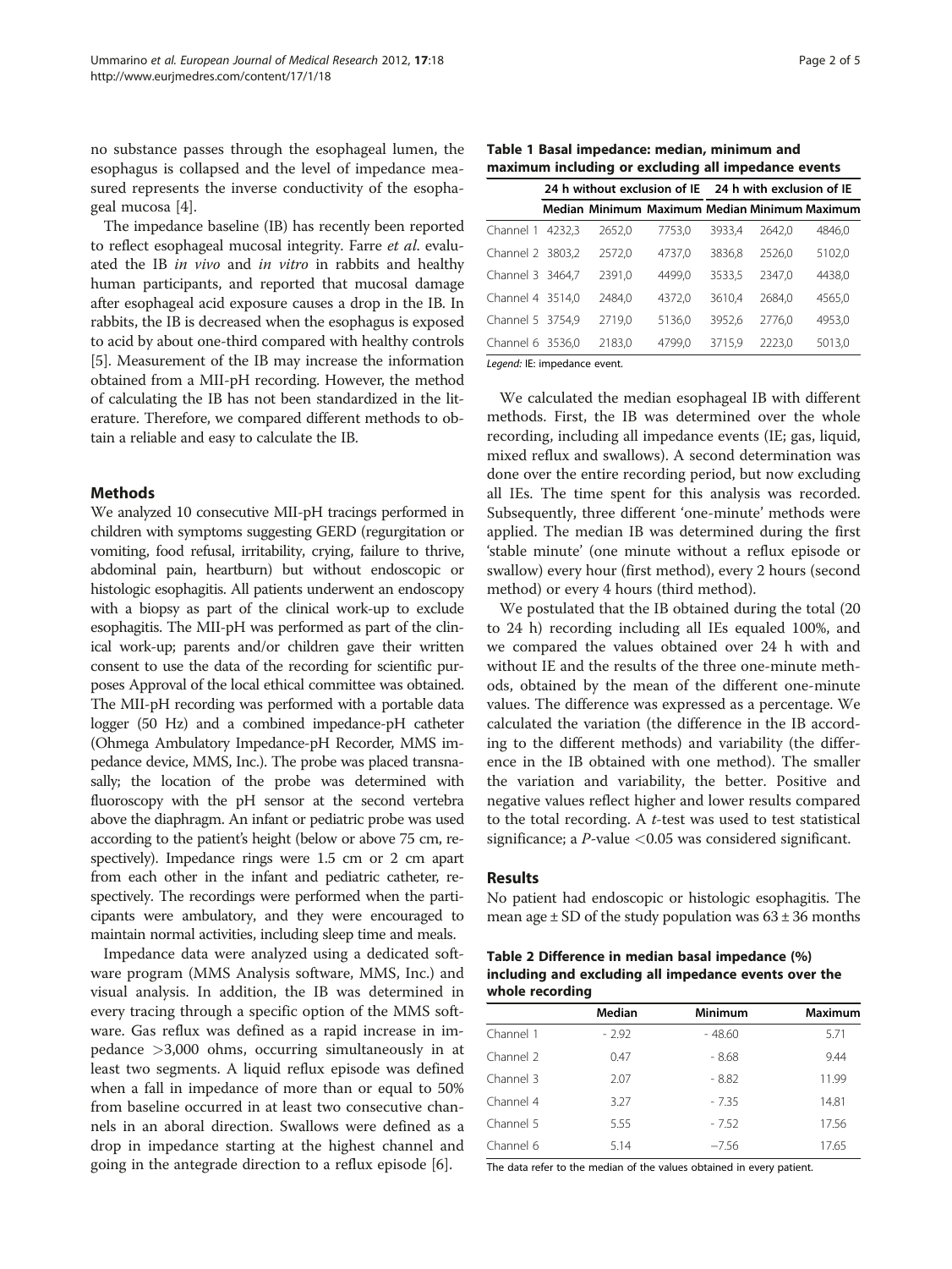no substance passes through the esophageal lumen, the esophagus is collapsed and the level of impedance measured represents the inverse conductivity of the esophageal mucosa [4].

The impedance baseline (IB) has recently been reported to reflect esophageal mucosal integrity. Farre *et al.* evaluated the IB *in vivo* and *in vitro* in rabbits and healthy human participants, and reported that mucosal damage after esophageal acid exposure causes a drop in the IB. In rabbits, the IB is decreased when the esophagus is exposed to acid by about one-third compared with healthy controls [5]. Measurement of the IB may increase the information obtained from a MII-pH recording. However, the method of calculating the IB has not been standardized in the literature. Therefore, we compared different methods to obtain a reliable and easy to calculate the IB.

## Methods

We analyzed 10 consecutive MII-pH tracings performed in children with symptoms suggesting GERD (regurgitation or vomiting, food refusal, irritability, crying, failure to thrive, abdominal pain, heartburn) but without endoscopic or histologic esophagitis. All patients underwent an endoscopy with a biopsy as part of the clinical work-up to exclude esophagitis. The MII-pH was performed as part of the clinical work-up; parents and/or children gave their written consent to use the data of the recording for scientific purposes Approval of the local ethical committee was obtained. The MII-pH recording was performed with a portable data logger (50 Hz) and a combined impedance-pH catheter (Ohmega Ambulatory Impedance-pH Recorder, MMS impedance device, MMS, Inc.). The probe was placed transnasally; the location of the probe was determined with fluoroscopy with the pH sensor at the second vertebra above the diaphragm. An infant or pediatric probe was used according to the patient's height (below or above 75 cm, respectively). Impedance rings were 1.5 cm or 2 cm apart from each other in the infant and pediatric catheter, respectively. The recordings were performed when the participants were ambulatory, and they were encouraged to maintain normal activities, including sleep time and meals.

Impedance data were analyzed using a dedicated software program (MMS Analysis software, MMS, Inc.) and visual analysis. In addition, the IB was determined in every tracing through a specific option of the MMS software. Gas reflux was defined as a rapid increase in impedance >3,000 ohms, occurring simultaneously in at least two segments. A liquid reflux episode was defined when a fall in impedance of more than or equal to 50% from baseline occurred in at least two consecutive channels in an aboral direction. Swallows were defined as a drop in impedance starting at the highest channel and going in the antegrade direction to a reflux episode [6].

**Table 1 Basal impedance: median, minimum and maximum including or excluding all impedance events**

| | 24 h without exclusion of IE | | | 24 h with exclusion of IE | | |
|---|---|---|---|---|---|---|
| | Median | Minimum | Maximum | Median | Minimum | Maximum |
| Channel 1 | 4232,3 | 2652,0 | 7753,0 | 3933,4 | 2642,0 | 4846,0 |
| Channel 2 | 3803,2 | 2572,0 | 4737,0 | 3836,8 | 2526,0 | 5102,0 |
| Channel 3 | 3464,7 | 2391,0 | 4499,0 | 3533,5 | 2347,0 | 4438,0 |
| Channel 4 | 3514,0 | 2484,0 | 4372,0 | 3610,4 | 2684,0 | 4565,0 |
| Channel 5 | 3754,9 | 2719,0 | 5136,0 | 3952,6 | 2776,0 | 4953,0 |
| Channel 6 | 3536,0 | 2183,0 | 4799,0 | 3715,9 | 2223,0 | 5013,0 |

*Legend*: IE: impedance event.

We calculated the median esophageal IB with different methods. First, the IB was determined over the whole recording, including all impedance events (IE; gas, liquid, mixed reflux and swallows). A second determination was done over the entire recording period, but now excluding all IEs. The time spent for this analysis was recorded. Subsequently, three different 'one-minute' methods were applied. The median IB was determined during the first 'stable minute' (one minute without a reflux episode or swallow) every hour (first method), every 2 hours (second method) or every 4 hours (third method).

We postulated that the IB obtained during the total (20 to 24 h) recording including all IEs equaled 100%, and we compared the values obtained over 24 h with and without IE and the results of the three one-minute methods, obtained by the mean of the different one-minute values. The difference was expressed as a percentage. We calculated the variation (the difference in the IB according to the different methods) and variability (the difference in the IB obtained with one method). The smaller the variation and variability, the better. Positive and negative values reflect higher and lower results compared to the total recording. A *t*-test was used to test statistical significance; a *P*-value <0.05 was considered significant.

## Results

No patient had endoscopic or histologic esophagitis. The mean age ± SD of the study population was 63 ± 36 months

**Table 2 Difference in median basal impedance (%) including and excluding all impedance events over the whole recording**

| | Median | Minimum | Maximum |
|---|---|---|---|
| Channel 1 | - 2.92 | - 48.60 | 5.71 |
| Channel 2 | 0.47 | - 8.68 | 9.44 |
| Channel 3 | 2.07 | - 8.82 | 11.99 |
| Channel 4 | 3.27 | - 7.35 | 14.81 |
| Channel 5 | 5.55 | - 7.52 | 17.56 |
| Channel 6 | 5.14 | −7.56 | 17.65 |

The data refer to the median of the values obtained in every patient.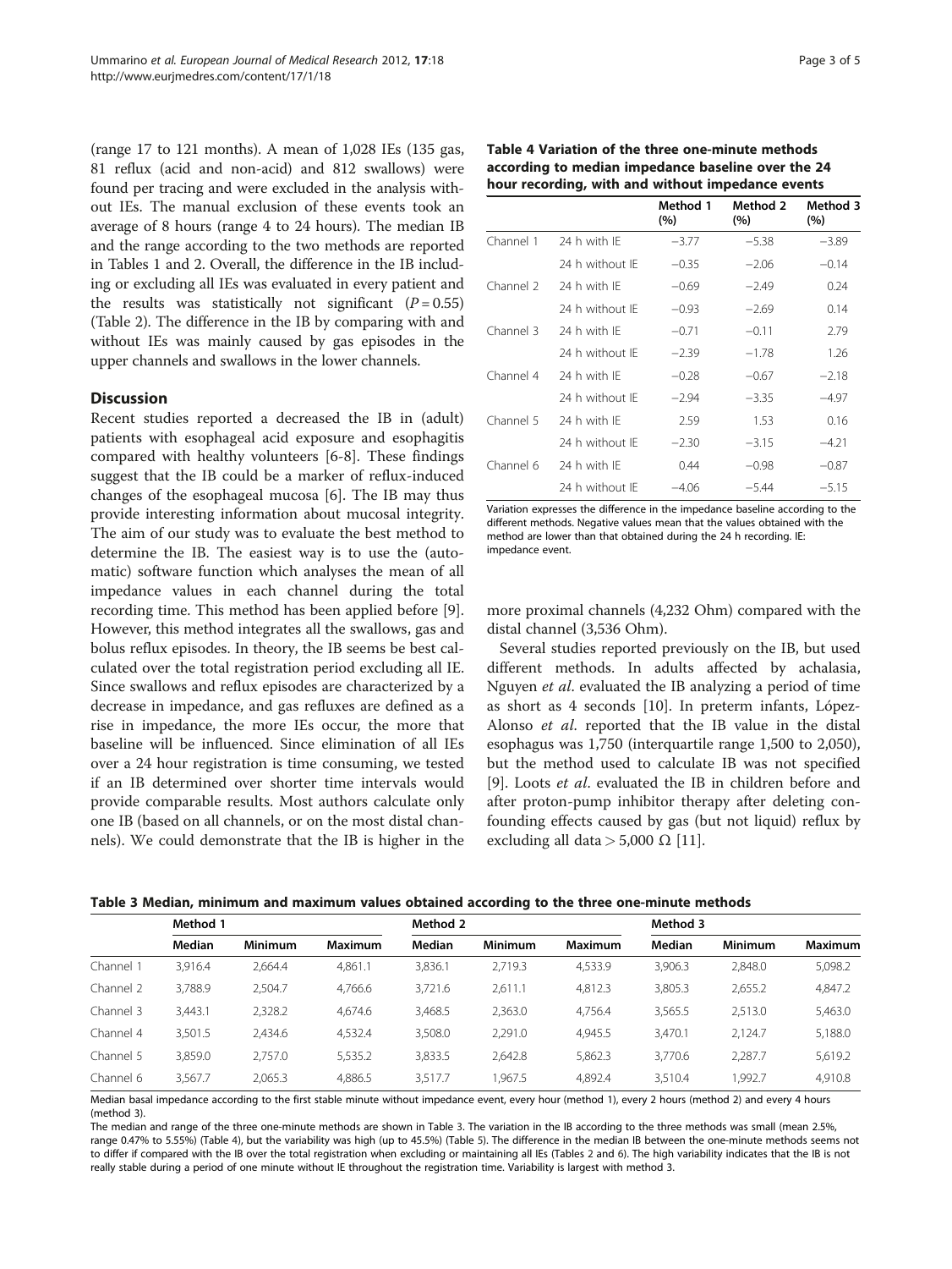(range 17 to 121 months). A mean of 1,028 IEs (135 gas, 81 reflux (acid and non-acid) and 812 swallows) were found per tracing and were excluded in the analysis without IEs. The manual exclusion of these events took an average of 8 hours (range 4 to 24 hours). The median IB and the range according to the two methods are reported in Tables 1 and 2. Overall, the difference in the IB including or excluding all IEs was evaluated in every patient and the results was statistically not significant ($P = 0.55$) (Table 2). The difference in the IB by comparing with and without IEs was mainly caused by gas episodes in the upper channels and swallows in the lower channels.

## Discussion

Recent studies reported a decreased the IB in (adult) patients with esophageal acid exposure and esophagitis compared with healthy volunteers [6-8]. These findings suggest that the IB could be a marker of reflux-induced changes of the esophageal mucosa [6]. The IB may thus provide interesting information about mucosal integrity. The aim of our study was to evaluate the best method to determine the IB. The easiest way is to use the (automatic) software function which analyses the mean of all impedance values in each channel during the total recording time. This method has been applied before [9]. However, this method integrates all the swallows, gas and bolus reflux episodes. In theory, the IB seems be best calculated over the total registration period excluding all IE. Since swallows and reflux episodes are characterized by a decrease in impedance, and gas refluxes are defined as a rise in impedance, the more IEs occur, the more that baseline will be influenced. Since elimination of all IEs over a 24 hour registration is time consuming, we tested if an IB determined over shorter time intervals would provide comparable results. Most authors calculate only one IB (based on all channels, or on the most distal channels). We could demonstrate that the IB is higher in the more proximal channels (4,232 Ohm) compared with the distal channel (3,536 Ohm).

Several studies reported previously on the IB, but used different methods. In adults affected by achalasia, Nguyen *et al.* evaluated the IB analyzing a period of time as short as 4 seconds [10]. In preterm infants, López-Alonso *et al.* reported that the IB value in the distal esophagus was 1,750 (interquartile range 1,500 to 2,050), but the method used to calculate IB was not specified [9]. Loots *et al.* evaluated the IB in children before and after proton-pump inhibitor therapy after deleting confounding effects caused by gas (but not liquid) reflux by excluding all data > 5,000 Ω [11].

**Table 4 Variation of the three one-minute methods according to median impedance baseline over the 24 hour recording, with and without impedance events**

| | | Method 1 (%) | Method 2 (%) | Method 3 (%) |
|---|---|---|---|---|
| Channel 1 | 24 h with IE | −3.77 | −5.38 | −3.89 |
| | 24 h without IE | −0.35 | −2.06 | −0.14 |
| Channel 2 | 24 h with IE | −0.69 | −2.49 | 0.24 |
| | 24 h without IE | −0.93 | −2.69 | 0.14 |
| Channel 3 | 24 h with IE | −0.71 | −0.11 | 2.79 |
| | 24 h without IE | −2.39 | −1.78 | 1.26 |
| Channel 4 | 24 h with IE | −0.28 | −0.67 | −2.18 |
| | 24 h without IE | −2.94 | −3.35 | −4.97 |
| Channel 5 | 24 h with IE | 2.59 | 1.53 | 0.16 |
| | 24 h without IE | −2.30 | −3.15 | −4.21 |
| Channel 6 | 24 h with IE | 0.44 | −0.98 | −0.87 |
| | 24 h without IE | −4.06 | −5.44 | −5.15 |

Variation expresses the difference in the impedance baseline according to the different methods. Negative values mean that the values obtained with the method are lower than that obtained during the 24 h recording. IE: impedance event.

**Table 3 Median, minimum and maximum values obtained according to the three one-minute methods**

| | Method 1 | | | Method 2 | | | Method 3 | | |
|---|---|---|---|---|---|---|---|---|---|
| | Median | Minimum | Maximum | Median | Minimum | Maximum | Median | Minimum | Maximum |
| Channel 1 | 3,916.4 | 2,664.4 | 4,861.1 | 3,836.1 | 2,719.3 | 4,533.9 | 3,906.3 | 2,848.0 | 5,098.2 |
| Channel 2 | 3,788.9 | 2,504.7 | 4,766.6 | 3,721.6 | 2,611.1 | 4,812.3 | 3,805.3 | 2,655.2 | 4,847.2 |
| Channel 3 | 3,443.1 | 2,328.2 | 4,674.6 | 3,468.5 | 2,363.0 | 4,756.4 | 3,565.5 | 2,513.0 | 5,463.0 |
| Channel 4 | 3,501.5 | 2,434.6 | 4,532.4 | 3,508.0 | 2,291.0 | 4,945.5 | 3,470.1 | 2,124.7 | 5,188.0 |
| Channel 5 | 3,859.0 | 2,757.0 | 5,535.2 | 3,833.5 | 2,642.8 | 5,862.3 | 3,770.6 | 2,287.7 | 5,619.2 |
| Channel 6 | 3,567.7 | 2,065.3 | 4,886.5 | 3,517.7 | 1,967.5 | 4,892.4 | 3,510.4 | 1,992.7 | 4,910.8 |

Median basal impedance according to the first stable minute without impedance event, every hour (method 1), every 2 hours (method 2) and every 4 hours (method 3).

The median and range of the three one-minute methods are shown in Table 3. The variation in the IB according to the three methods was small (mean 2.5%, range 0.47% to 5.55%) (Table 4), but the variability was high (up to 45.5%) (Table 5). The difference in the median IB between the one-minute methods seems not to differ if compared with the IB over the total registration when excluding or maintaining all IEs (Tables 2 and 6). The high variability indicates that the IB is not really stable during a period of one minute without IE throughout the registration time. Variability is largest with method 3.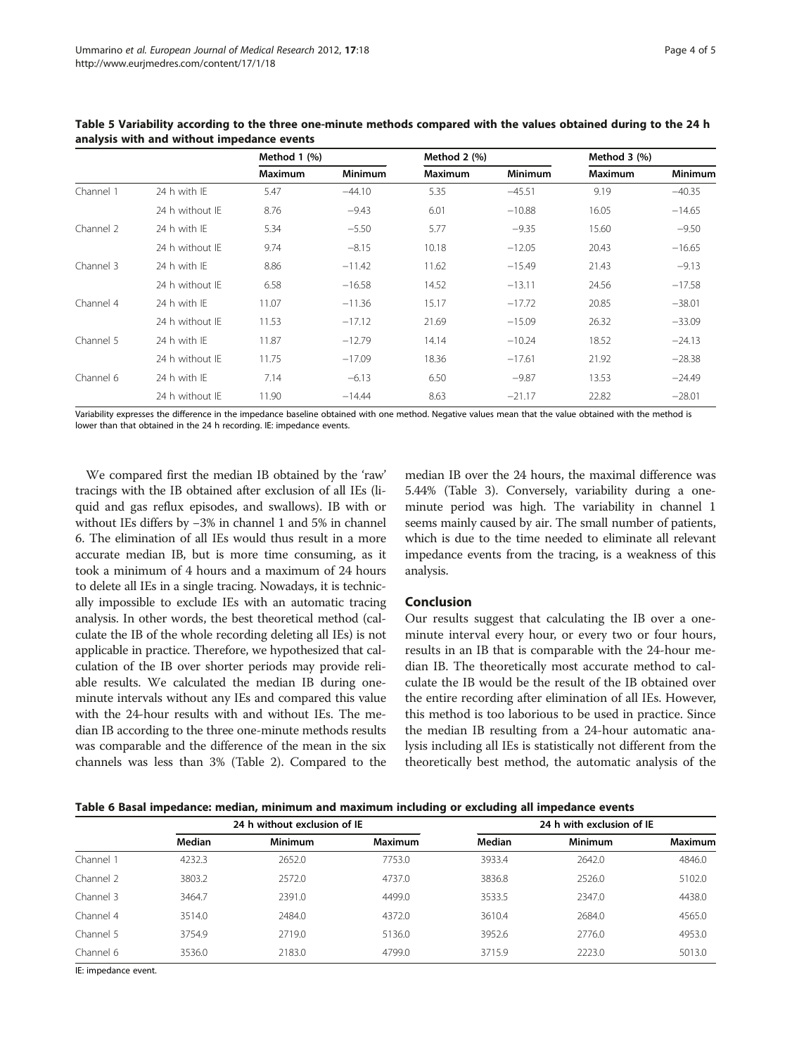**Table 5 Variability according to the three one-minute methods compared with the values obtained during to the 24 h analysis with and without impedance events**

| | | Method 1 (%) | | Method 2 (%) | | Method 3 (%) | |
|---|---|---|---|---|---|---|---|
| | | Maximum | Minimum | Maximum | Minimum | Maximum | Minimum |
| Channel 1 | 24 h with IE | 5.47 | −44.10 | 5.35 | −45.51 | 9.19 | −40.35 |
| | 24 h without IE | 8.76 | −9.43 | 6.01 | −10.88 | 16.05 | −14.65 |
| Channel 2 | 24 h with IE | 5.34 | −5.50 | 5.77 | −9.35 | 15.60 | −9.50 |
| | 24 h without IE | 9.74 | −8.15 | 10.18 | −12.05 | 20.43 | −16.65 |
| Channel 3 | 24 h with IE | 8.86 | −11.42 | 11.62 | −15.49 | 21.43 | −9.13 |
| | 24 h without IE | 6.58 | −16.58 | 14.52 | −13.11 | 24.56 | −17.58 |
| Channel 4 | 24 h with IE | 11.07 | −11.36 | 15.17 | −17.72 | 20.85 | −38.01 |
| | 24 h without IE | 11.53 | −17.12 | 21.69 | −15.09 | 26.32 | −33.09 |
| Channel 5 | 24 h with IE | 11.87 | −12.79 | 14.14 | −10.24 | 18.52 | −24.13 |
| | 24 h without IE | 11.75 | −17.09 | 18.36 | −17.61 | 21.92 | −28.38 |
| Channel 6 | 24 h with IE | 7.14 | −6.13 | 6.50 | −9.87 | 13.53 | −24.49 |
| | 24 h without IE | 11.90 | −14.44 | 8.63 | −21.17 | 22.82 | −28.01 |

Variability expresses the difference in the impedance baseline obtained with one method. Negative values mean that the value obtained with the method is lower than that obtained in the 24 h recording. IE: impedance events.

We compared first the median IB obtained by the 'raw' tracings with the IB obtained after exclusion of all IEs (liquid and gas reflux episodes, and swallows). IB with or without IEs differs by −3% in channel 1 and 5% in channel 6. The elimination of all IEs would thus result in a more accurate median IB, but is more time consuming, as it took a minimum of 4 hours and a maximum of 24 hours to delete all IEs in a single tracing. Nowadays, it is technically impossible to exclude IEs with an automatic tracing analysis. In other words, the best theoretical method (calculate the IB of the whole recording deleting all IEs) is not applicable in practice. Therefore, we hypothesized that calculation of the IB over shorter periods may provide reliable results. We calculated the median IB during one-minute intervals without any IEs and compared this value with the 24-hour results with and without IEs. The median IB according to the three one-minute methods results was comparable and the difference of the mean in the six channels was less than 3% (Table 2). Compared to the median IB over the 24 hours, the maximal difference was 5.44% (Table 3). Conversely, variability during a one-minute period was high. The variability in channel 1 seems mainly caused by air. The small number of patients, which is due to the time needed to eliminate all relevant impedance events from the tracing, is a weakness of this analysis.

## Conclusion

Our results suggest that calculating the IB over a one-minute interval every hour, or every two or four hours, results in an IB that is comparable with the 24-hour median IB. The theoretically most accurate method to calculate the IB would be the result of the IB obtained over the entire recording after elimination of all IEs. However, this method is too laborious to be used in practice. Since the median IB resulting from a 24-hour automatic analysis including all IEs is statistically not different from the theoretically best method, the automatic analysis of the

**Table 6 Basal impedance: median, minimum and maximum including or excluding all impedance events**

| | 24 h without exclusion of IE | | | 24 h with exclusion of IE | | |
|---|---|---|---|---|---|---|
| | Median | Minimum | Maximum | Median | Minimum | Maximum |
| Channel 1 | 4232.3 | 2652.0 | 7753.0 | 3933.4 | 2642.0 | 4846.0 |
| Channel 2 | 3803.2 | 2572.0 | 4737.0 | 3836.8 | 2526.0 | 5102.0 |
| Channel 3 | 3464.7 | 2391.0 | 4499.0 | 3533.5 | 2347.0 | 4438.0 |
| Channel 4 | 3514.0 | 2484.0 | 4372.0 | 3610.4 | 2684.0 | 4565.0 |
| Channel 5 | 3754.9 | 2719.0 | 5136.0 | 3952.6 | 2776.0 | 4953.0 |
| Channel 6 | 3536.0 | 2183.0 | 4799.0 | 3715.9 | 2223.0 | 5013.0 |

IE: impedance event.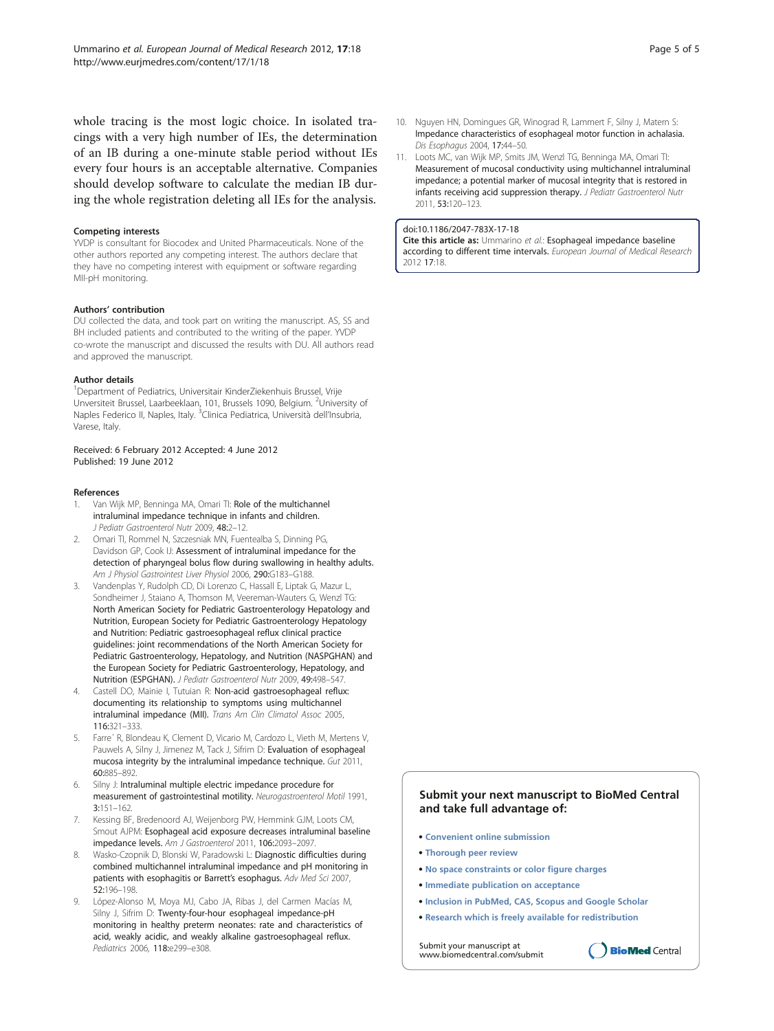whole tracing is the most logic choice. In isolated tracings with a very high number of IEs, the determination of an IB during a one-minute stable period without IEs every four hours is an acceptable alternative. Companies should develop software to calculate the median IB during the whole registration deleting all IEs for the analysis.

#### Competing interests

YVDP is consultant for Biocodex and United Pharmaceuticals. None of the other authors reported any competing interest. The authors declare that they have no competing interest with equipment or software regarding MII-pH monitoring.

#### Authors' contribution

DU collected the data, and took part on writing the manuscript. AS, SS and BH included patients and contributed to the writing of the paper. YVDP co-wrote the manuscript and discussed the results with DU. All authors read and approved the manuscript.

#### Author details

[1]Department of Pediatrics, Universitair KinderZiekenhuis Brussel, Vrije Unversiteit Brussel, Laarbeeklaan, 101, Brussels 1090, Belgium. [2]University of Naples Federico II, Naples, Italy. [3]Clinica Pediatrica, Università dell'Insubria, Varese, Italy.

Received: 6 February 2012 Accepted: 4 June 2012
Published: 19 June 2012

#### References

1. Van Wijk MP, Benninga MA, Omari TI: **Role of the multichannel intraluminal impedance technique in infants and children.** *J Pediatr Gastroenterol Nutr* 2009, **48:**2–12.
2. Omari TI, Rommel N, Szczesniak MN, Fuentealba S, Dinning PG, Davidson GP, Cook IJ: **Assessment of intraluminal impedance for the detection of pharyngeal bolus flow during swallowing in healthy adults.** *Am J Physiol Gastrointest Liver Physiol* 2006, **290:**G183–G188.
3. Vandenplas Y, Rudolph CD, Di Lorenzo C, Hassall E, Liptak G, Mazur L, Sondheimer J, Staiano A, Thomson M, Veereman-Wauters G, Wenzl TG: **North American Society for Pediatric Gastroenterology Hepatology and Nutrition, European Society for Pediatric Gastroenterology Hepatology and Nutrition: Pediatric gastroesophageal reflux clinical practice guidelines: joint recommendations of the North American Society for Pediatric Gastroenterology, Hepatology, and Nutrition (NASPGHAN) and the European Society for Pediatric Gastroenterology, Hepatology, and Nutrition (ESPGHAN).** *J Pediatr Gastroenterol Nutr* 2009, **49:**498–547.
4. Castell DO, Mainie I, Tutuian R: **Non-acid gastroesophageal reflux: documenting its relationship to symptoms using multichannel intraluminal impedance (MII).** *Trans Am Clin Climatol Assoc* 2005, **116:**321–333.
5. Farre´ R, Blondeau K, Clement D, Vicario M, Cardozo L, Vieth M, Mertens V, Pauwels A, Silny J, Jimenez M, Tack J, Sifrim D: **Evaluation of esophageal mucosa integrity by the intraluminal impedance technique.** *Gut* 2011, **60:**885–892.
6. Silny J: **Intraluminal multiple electric impedance procedure for measurement of gastrointestinal motility.** *Neurogastroenterol Motil* 1991, **3:**151–162.
7. Kessing BF, Bredenoord AJ, Weijenborg PW, Hemmink GJM, Loots CM, Smout AJPM: **Esophageal acid exposure decreases intraluminal baseline impedance levels.** *Am J Gastroenterol* 2011, **106:**2093–2097.
8. Wasko-Czopnik D, Blonski W, Paradowski L: **Diagnostic difficulties during combined multichannel intraluminal impedance and pH monitoring in patients with esophagitis or Barrett's esophagus.** *Adv Med Sci* 2007, **52:**196–198.
9. López-Alonso M, Moya MJ, Cabo JA, Ribas J, del Carmen Macías M, Silny J, Sifrim D: **Twenty-four-hour esophageal impedance-pH monitoring in healthy preterm neonates: rate and characteristics of acid, weakly acidic, and weakly alkaline gastroesophageal reflux.** *Pediatrics* 2006, **118:**e299–e308.
10. Nguyen HN, Domingues GR, Winograd R, Lammert F, Silny J, Matern S: **Impedance characteristics of esophageal motor function in achalasia.** *Dis Esophagus* 2004, **17:**44–50.
11. Loots MC, van Wijk MP, Smits JM, Wenzl TG, Benninga MA, Omari TI: **Measurement of mucosal conductivity using multichannel intraluminal impedance; a potential marker of mucosal integrity that is restored in infants receiving acid suppression therapy.** *J Pediatr Gastroenterol Nutr* 2011, **53:**120–123.

doi:10.1186/2047-783X-17-18
**Cite this article as:** Ummarino *et al.*: Esophageal impedance baseline according to different time intervals. *European Journal of Medical Research* 2012 **17**:18.